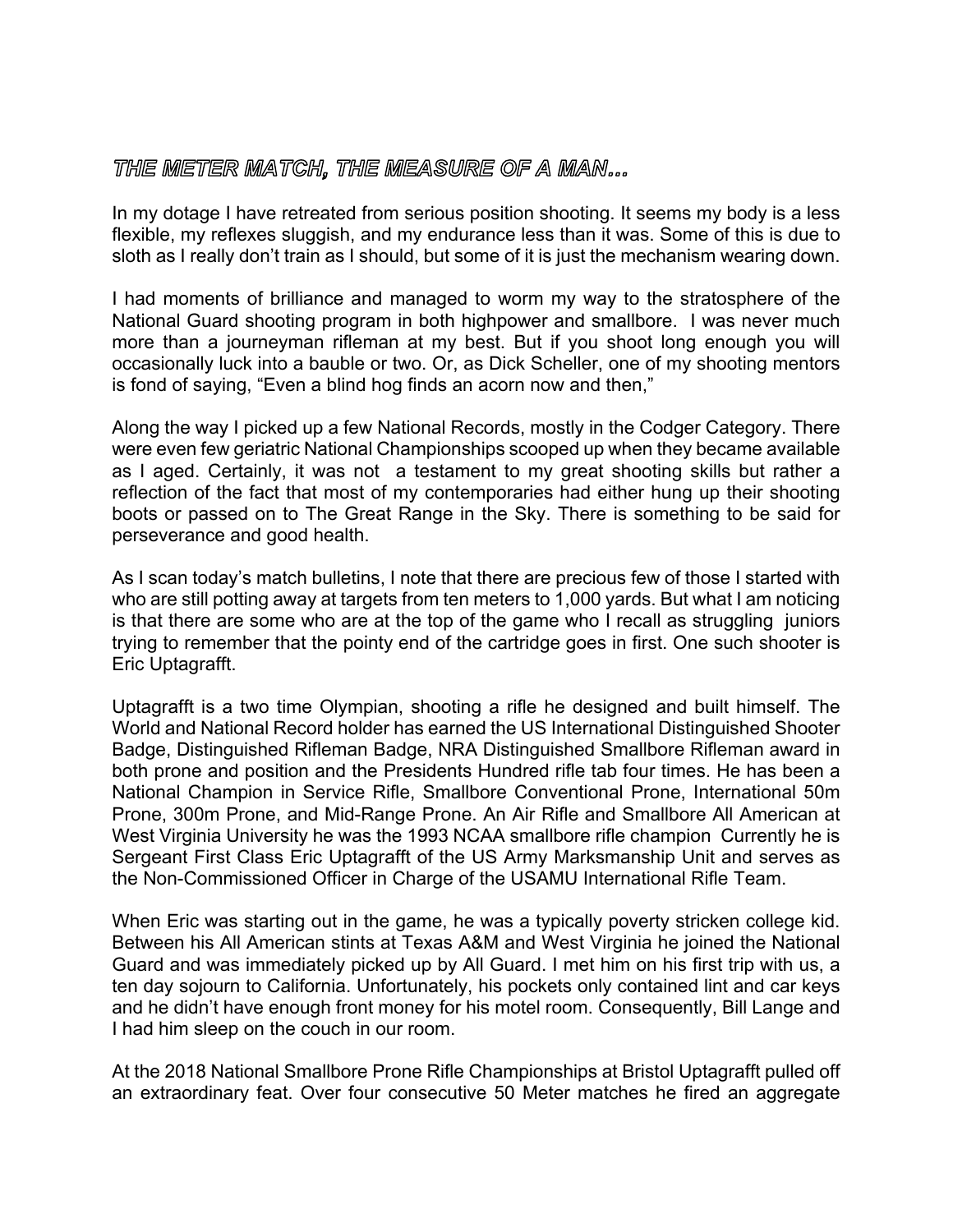## *THE METER MATCH, THE MEASURE OF A MAN…*

In my dotage I have retreated from serious position shooting. It seems my body is a less flexible, my reflexes sluggish, and my endurance less than it was. Some of this is due to sloth as I really don't train as I should, but some of it is just the mechanism wearing down.

I had moments of brilliance and managed to worm my way to the stratosphere of the National Guard shooting program in both highpower and smallbore. I was never much more than a journeyman rifleman at my best. But if you shoot long enough you will occasionally luck into a bauble or two. Or, as Dick Scheller, one of my shooting mentors is fond of saying, "Even a blind hog finds an acorn now and then,"

Along the way I picked up a few National Records, mostly in the Codger Category. There were even few geriatric National Championships scooped up when they became available as I aged. Certainly, it was not a testament to my great shooting skills but rather a reflection of the fact that most of my contemporaries had either hung up their shooting boots or passed on to The Great Range in the Sky. There is something to be said for perseverance and good health.

As I scan today's match bulletins, I note that there are precious few of those I started with who are still potting away at targets from ten meters to 1,000 yards. But what I am noticing is that there are some who are at the top of the game who I recall as struggling juniors trying to remember that the pointy end of the cartridge goes in first. One such shooter is Eric Uptagrafft.

Uptagrafft is a two time Olympian, shooting a rifle he designed and built himself. The World and National Record holder has earned the US International Distinguished Shooter Badge, Distinguished Rifleman Badge, NRA Distinguished Smallbore Rifleman award in both prone and position and the Presidents Hundred rifle tab four times. He has been a National Champion in Service Rifle, Smallbore Conventional Prone, International 50m Prone, 300m Prone, and Mid-Range Prone. An Air Rifle and Smallbore All American at West Virginia University he was the 1993 NCAA smallbore rifle champion Currently he is Sergeant First Class Eric Uptagrafft of the US Army Marksmanship Unit and serves as the Non-Commissioned Officer in Charge of the USAMU International Rifle Team.

When Eric was starting out in the game, he was a typically poverty stricken college kid. Between his All American stints at Texas A&M and West Virginia he joined the National Guard and was immediately picked up by All Guard. I met him on his first trip with us, a ten day sojourn to California. Unfortunately, his pockets only contained lint and car keys and he didn't have enough front money for his motel room. Consequently, Bill Lange and I had him sleep on the couch in our room.

At the 2018 National Smallbore Prone Rifle Championships at Bristol Uptagrafft pulled off an extraordinary feat. Over four consecutive 50 Meter matches he fired an aggregate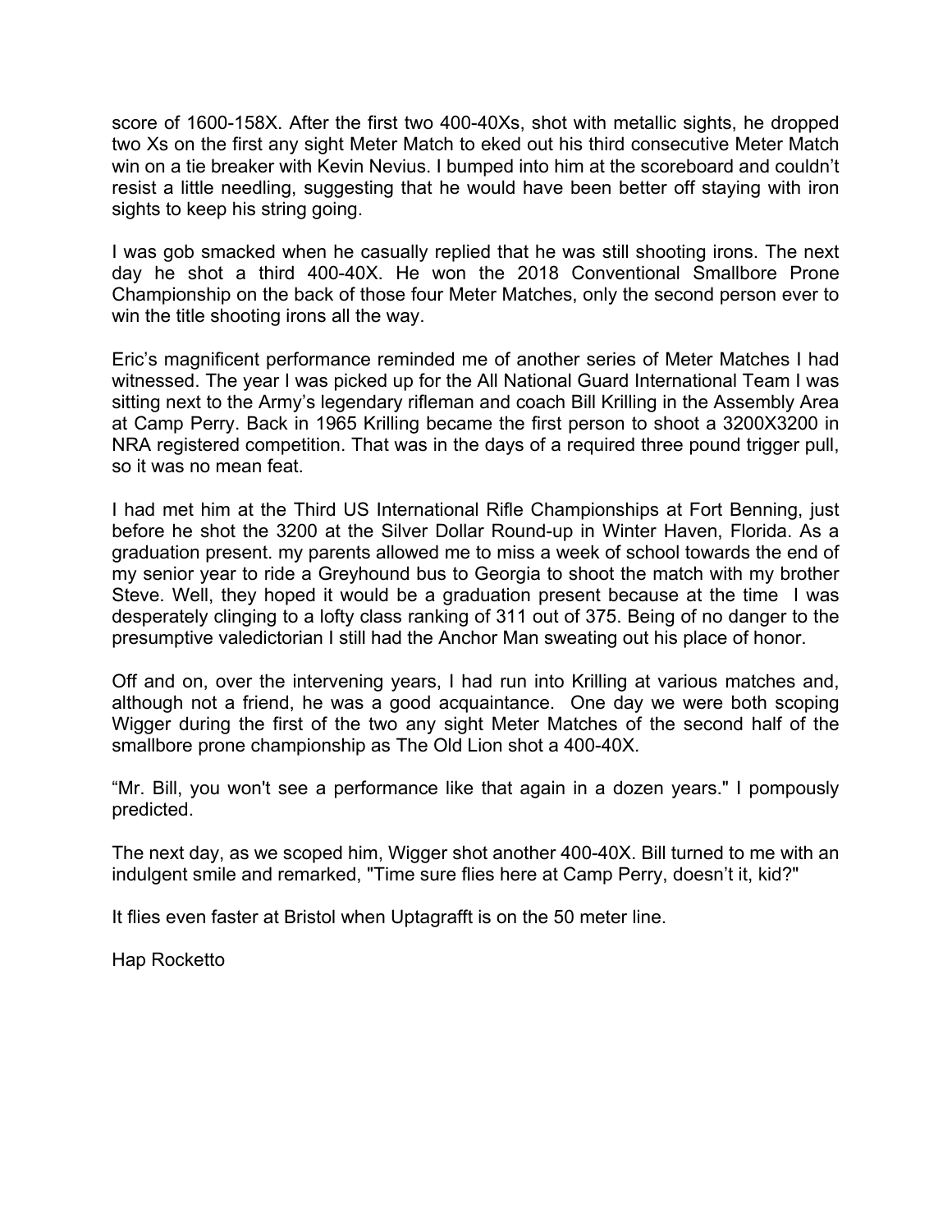score of 1600-158X. After the first two 400-40Xs, shot with metallic sights, he dropped two Xs on the first any sight Meter Match to eked out his third consecutive Meter Match win on a tie breaker with Kevin Nevius. I bumped into him at the scoreboard and couldn't resist a little needling, suggesting that he would have been better off staying with iron sights to keep his string going.

I was gob smacked when he casually replied that he was still shooting irons. The next day he shot a third 400-40X. He won the 2018 Conventional Smallbore Prone Championship on the back of those four Meter Matches, only the second person ever to win the title shooting irons all the way.

Eric's magnificent performance reminded me of another series of Meter Matches I had witnessed. The year I was picked up for the All National Guard International Team I was sitting next to the Army's legendary rifleman and coach Bill Krilling in the Assembly Area at Camp Perry. Back in 1965 Krilling became the first person to shoot a 3200X3200 in NRA registered competition. That was in the days of a required three pound trigger pull, so it was no mean feat.

I had met him at the Third US International Rifle Championships at Fort Benning, just before he shot the 3200 at the Silver Dollar Round-up in Winter Haven, Florida. As a graduation present. my parents allowed me to miss a week of school towards the end of my senior year to ride a Greyhound bus to Georgia to shoot the match with my brother Steve. Well, they hoped it would be a graduation present because at the time I was desperately clinging to a lofty class ranking of 311 out of 375. Being of no danger to the presumptive valedictorian I still had the Anchor Man sweating out his place of honor.

Off and on, over the intervening years, I had run into Krilling at various matches and, although not a friend, he was a good acquaintance. One day we were both scoping Wigger during the first of the two any sight Meter Matches of the second half of the smallbore prone championship as The Old Lion shot a 400-40X.

"Mr. Bill, you won't see a performance like that again in a dozen years." I pompously predicted.

The next day, as we scoped him, Wigger shot another 400-40X. Bill turned to me with an indulgent smile and remarked, "Time sure flies here at Camp Perry, doesn't it, kid?"

It flies even faster at Bristol when Uptagrafft is on the 50 meter line.

Hap Rocketto